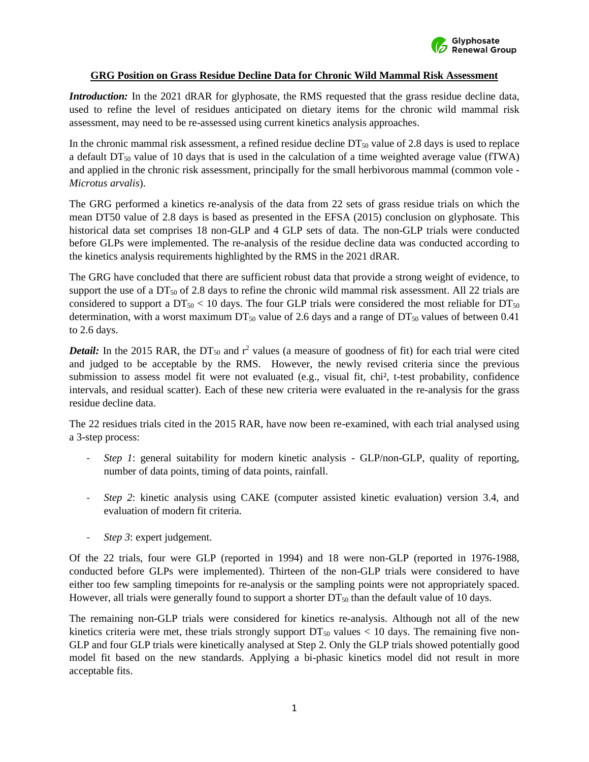**GRG Position on Grass Residue Decline Data for Chronic Wild Mammal Risk Assessment**

***Introduction:*** In the 2021 dRAR for glyphosate, the RMS requested that the grass residue decline data, used to refine the level of residues anticipated on dietary items for the chronic wild mammal risk assessment, may need to be re-assessed using current kinetics analysis approaches.

In the chronic mammal risk assessment, a refined residue decline $DT_{50}$ value of 2.8 days is used to replace a default $DT_{50}$ value of 10 days that is used in the calculation of a time weighted average value (fTWA) and applied in the chronic risk assessment, principally for the small herbivorous mammal (common vole - *Microtus arvalis*).

The GRG performed a kinetics re-analysis of the data from 22 sets of grass residue trials on which the mean DT50 value of 2.8 days is based as presented in the EFSA (2015) conclusion on glyphosate. This historical data set comprises 18 non-GLP and 4 GLP sets of data. The non-GLP trials were conducted before GLPs were implemented. The re-analysis of the residue decline data was conducted according to the kinetics analysis requirements highlighted by the RMS in the 2021 dRAR.

The GRG have concluded that there are sufficient robust data that provide a strong weight of evidence, to support the use of a $DT_{50}$ of 2.8 days to refine the chronic wild mammal risk assessment. All 22 trials are considered to support a $DT_{50} < 10$ days. The four GLP trials were considered the most reliable for $DT_{50}$ determination, with a worst maximum $DT_{50}$ value of 2.6 days and a range of $DT_{50}$ values of between 0.41 to 2.6 days.

***Detail:*** In the 2015 RAR, the $DT_{50}$ and $r^2$ values (a measure of goodness of fit) for each trial were cited and judged to be acceptable by the RMS. However, the newly revised criteria since the previous submission to assess model fit were not evaluated (e.g., visual fit, chi², t-test probability, confidence intervals, and residual scatter). Each of these new criteria were evaluated in the re-analysis for the grass residue decline data.

The 22 residues trials cited in the 2015 RAR, have now been re-examined, with each trial analysed using a 3-step process:

- *Step 1*: general suitability for modern kinetic analysis - GLP/non-GLP, quality of reporting, number of data points, timing of data points, rainfall.
- *Step 2*: kinetic analysis using CAKE (computer assisted kinetic evaluation) version 3.4, and evaluation of modern fit criteria.
- *Step 3*: expert judgement.

Of the 22 trials, four were GLP (reported in 1994) and 18 were non-GLP (reported in 1976-1988, conducted before GLPs were implemented). Thirteen of the non-GLP trials were considered to have either too few sampling timepoints for re-analysis or the sampling points were not appropriately spaced. However, all trials were generally found to support a shorter $DT_{50}$ than the default value of 10 days.

The remaining non-GLP trials were considered for kinetics re-analysis. Although not all of the new kinetics criteria were met, these trials strongly support $DT_{50}$ values $< 10$ days. The remaining five non-GLP and four GLP trials were kinetically analysed at Step 2. Only the GLP trials showed potentially good model fit based on the new standards. Applying a bi-phasic kinetics model did not result in more acceptable fits.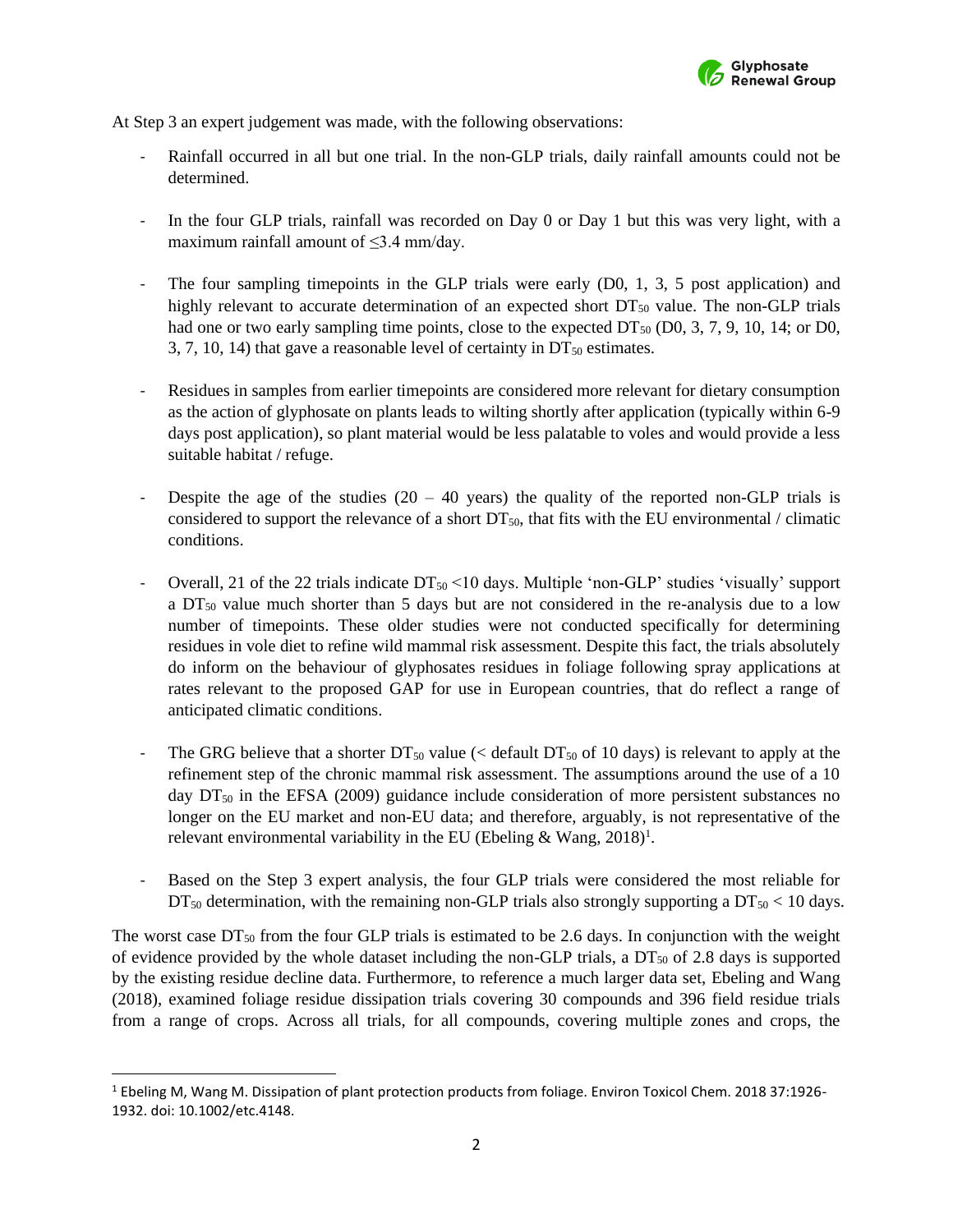At Step 3 an expert judgement was made, with the following observations:

- Rainfall occurred in all but one trial. In the non-GLP trials, daily rainfall amounts could not be determined.
- In the four GLP trials, rainfall was recorded on Day 0 or Day 1 but this was very light, with a maximum rainfall amount of ≤3.4 mm/day.
- The four sampling timepoints in the GLP trials were early (D0, 1, 3, 5 post application) and highly relevant to accurate determination of an expected short $DT_{50}$ value. The non-GLP trials had one or two early sampling time points, close to the expected $DT_{50}$ (D0, 3, 7, 9, 10, 14; or D0, 3, 7, 10, 14) that gave a reasonable level of certainty in $DT_{50}$ estimates.
- Residues in samples from earlier timepoints are considered more relevant for dietary consumption as the action of glyphosate on plants leads to wilting shortly after application (typically within 6-9 days post application), so plant material would be less palatable to voles and would provide a less suitable habitat / refuge.
- Despite the age of the studies (20 – 40 years) the quality of the reported non-GLP trials is considered to support the relevance of a short $DT_{50}$, that fits with the EU environmental / climatic conditions.
- Overall, 21 of the 22 trials indicate $DT_{50}$ <10 days. Multiple 'non-GLP' studies 'visually' support a $DT_{50}$ value much shorter than 5 days but are not considered in the re-analysis due to a low number of timepoints. These older studies were not conducted specifically for determining residues in vole diet to refine wild mammal risk assessment. Despite this fact, the trials absolutely do inform on the behaviour of glyphosates residues in foliage following spray applications at rates relevant to the proposed GAP for use in European countries, that do reflect a range of anticipated climatic conditions.
- The GRG believe that a shorter $DT_{50}$ value (< default $DT_{50}$ of 10 days) is relevant to apply at the refinement step of the chronic mammal risk assessment. The assumptions around the use of a 10 day $DT_{50}$ in the EFSA (2009) guidance include consideration of more persistent substances no longer on the EU market and non-EU data; and therefore, arguably, is not representative of the relevant environmental variability in the EU (Ebeling & Wang, 2018)[1].
- Based on the Step 3 expert analysis, the four GLP trials were considered the most reliable for $DT_{50}$ determination, with the remaining non-GLP trials also strongly supporting a $DT_{50}$ < 10 days.

The worst case $DT_{50}$ from the four GLP trials is estimated to be 2.6 days. In conjunction with the weight of evidence provided by the whole dataset including the non-GLP trials, a $DT_{50}$ of 2.8 days is supported by the existing residue decline data. Furthermore, to reference a much larger data set, Ebeling and Wang (2018), examined foliage residue dissipation trials covering 30 compounds and 396 field residue trials from a range of crops. Across all trials, for all compounds, covering multiple zones and crops, the

[1] Ebeling M, Wang M. Dissipation of plant protection products from foliage. Environ Toxicol Chem. 2018 37:1926-1932. doi: 10.1002/etc.4148.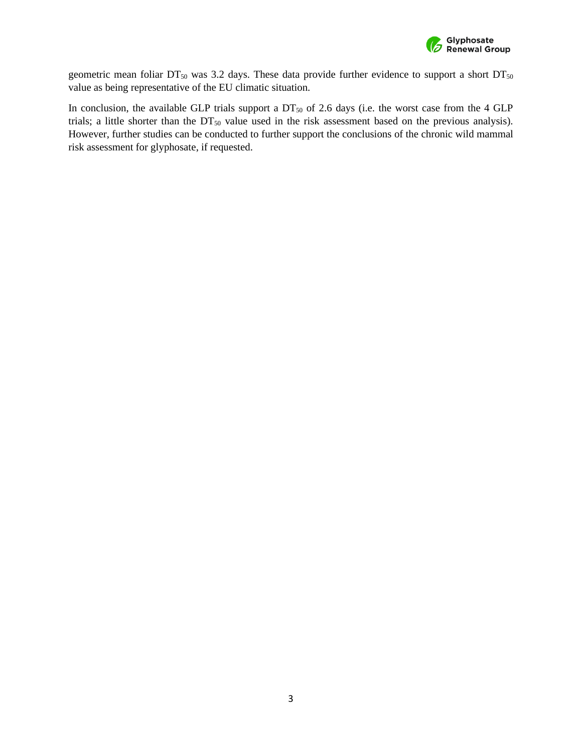geometric mean foliar $DT_{50}$ was 3.2 days. These data provide further evidence to support a short $DT_{50}$ value as being representative of the EU climatic situation.

In conclusion, the available GLP trials support a $DT_{50}$ of 2.6 days (i.e. the worst case from the 4 GLP trials; a little shorter than the $DT_{50}$ value used in the risk assessment based on the previous analysis). However, further studies can be conducted to further support the conclusions of the chronic wild mammal risk assessment for glyphosate, if requested.